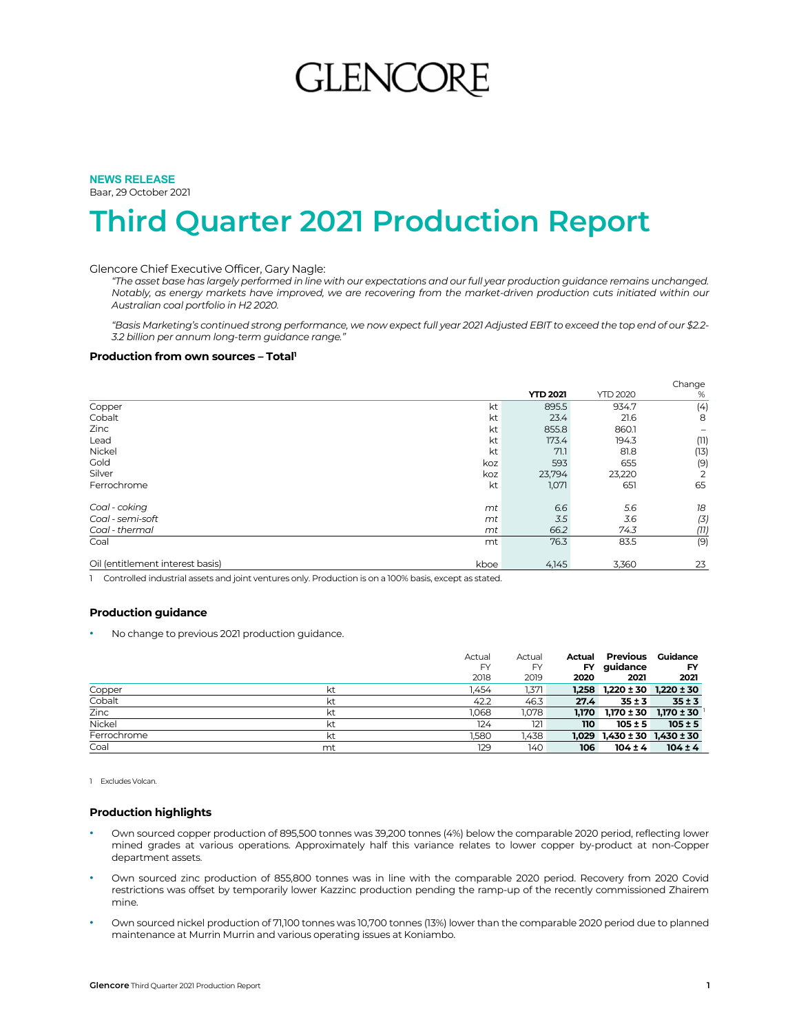# GLENCORE

**NEWS RELEASE**
Baar, 29 October 2021

# Third Quarter 2021 Production Report

Glencore Chief Executive Officer, Gary Nagle:

*"The asset base has largely performed in line with our expectations and our full year production guidance remains unchanged. Notably, as energy markets have improved, we are recovering from the market-driven production cuts initiated within our Australian coal portfolio in H2 2020.*

*"Basis Marketing's continued strong performance, we now expect full year 2021 Adjusted EBIT to exceed the top end of our $2.2-3.2 billion per annum long-term guidance range."*

### Production from own sources – Total[1]

| | | **YTD 2021** | YTD 2020 | Change % |
|---|---|---|---|---|
| Copper | kt | 895.5 | 934.7 | (4) |
| Cobalt | kt | 23.4 | 21.6 | 8 |
| Zinc | kt | 855.8 | 860.1 | – |
| Lead | kt | 173.4 | 194.3 | (11) |
| Nickel | kt | 71.1 | 81.8 | (13) |
| Gold | koz | 593 | 655 | (9) |
| Silver | koz | 23,794 | 23,220 | 2 |
| Ferrochrome | kt | 1,071 | 651 | 65 |
| | | | | |
| *Coal - coking* | *mt* | *6.6* | *5.6* | *18* |
| *Coal - semi-soft* | *mt* | *3.5* | *3.6* | *(3)* |
| *Coal - thermal* | *mt* | *66.2* | *74.3* | *(11)* |
| Coal | mt | 76.3 | 83.5 | (9) |
| | | | | |
| Oil (entitlement interest basis) | kboe | 4,145 | 3,360 | 23 |

1 Controlled industrial assets and joint ventures only. Production is on a 100% basis, except as stated.

### Production guidance

- No change to previous 2021 production guidance.

| | | Actual FY 2018 | Actual FY 2019 | **Actual FY 2020** | **Previous guidance 2021** | **Guidance FY 2021** |
|---|---|---|---|---|---|---|
| Copper | kt | 1,454 | 1,371 | **1,258** | **1,220 ± 30** | **1,220 ± 30** |
| Cobalt | kt | 42.2 | 46.3 | **27.4** | **35 ± 3** | **35 ± 3** |
| Zinc | kt | 1,068 | 1,078 | **1,170** | **1,170 ± 30** | **1,170 ± 30** [1] |
| Nickel | kt | 124 | 121 | **110** | **105 ± 5** | **105 ± 5** |
| Ferrochrome | kt | 1,580 | 1,438 | **1,029** | **1,430 ± 30** | **1,430 ± 30** |
| Coal | mt | 129 | 140 | **106** | **104 ± 4** | **104 ± 4** |

1 Excludes Volcan.

### Production highlights

- Own sourced copper production of 895,500 tonnes was 39,200 tonnes (4%) below the comparable 2020 period, reflecting lower mined grades at various operations. Approximately half this variance relates to lower copper by-product at non-Copper department assets.
- Own sourced zinc production of 855,800 tonnes was in line with the comparable 2020 period. Recovery from 2020 Covid restrictions was offset by temporarily lower Kazzinc production pending the ramp-up of the recently commissioned Zhairem mine.
- Own sourced nickel production of 71,100 tonnes was 10,700 tonnes (13%) lower than the comparable 2020 period due to planned maintenance at Murrin Murrin and various operating issues at Koniambo.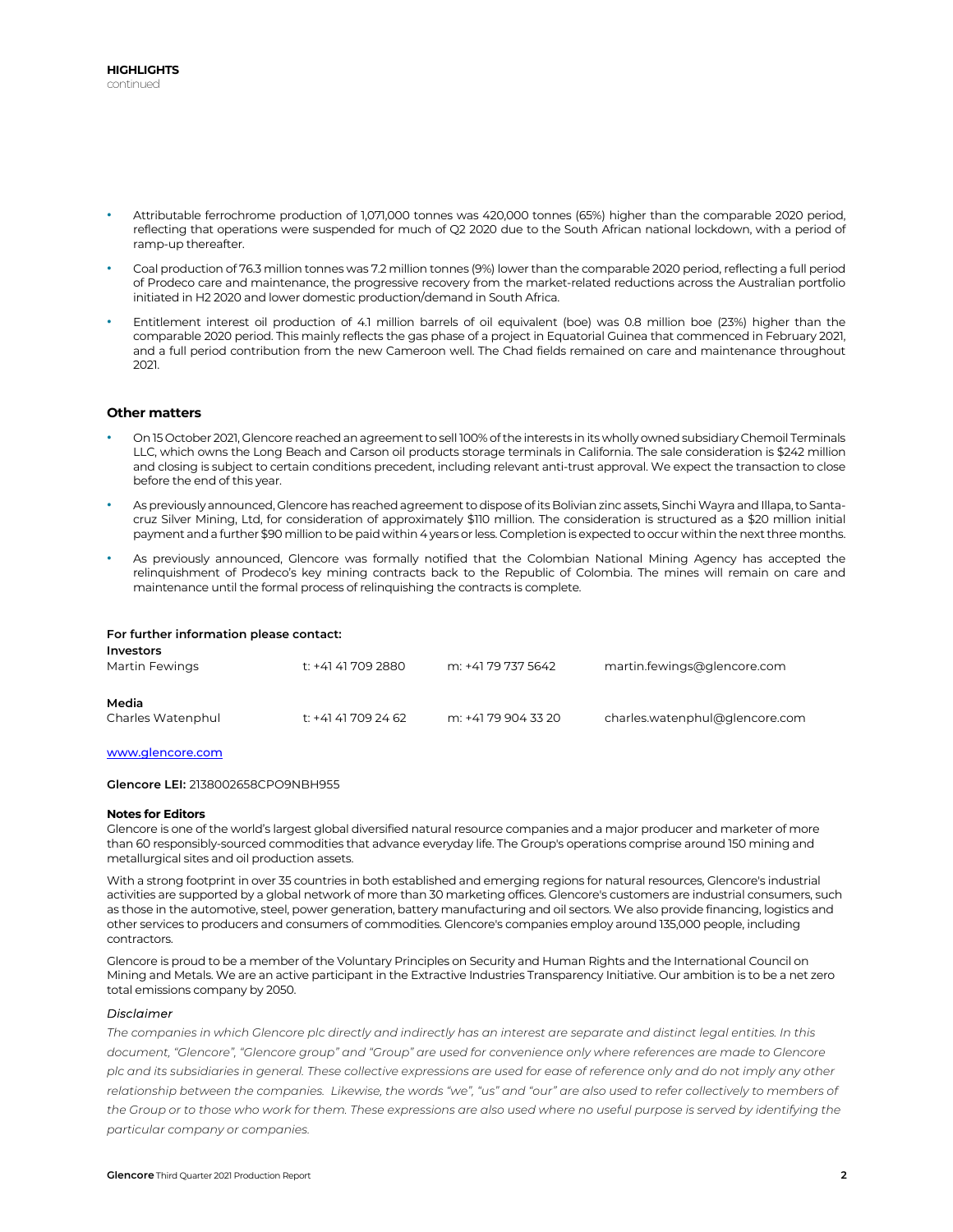**HIGHLIGHTS**
continued

- Attributable ferrochrome production of 1,071,000 tonnes was 420,000 tonnes (65%) higher than the comparable 2020 period, reflecting that operations were suspended for much of Q2 2020 due to the South African national lockdown, with a period of ramp-up thereafter.
- Coal production of 76.3 million tonnes was 7.2 million tonnes (9%) lower than the comparable 2020 period, reflecting a full period of Prodeco care and maintenance, the progressive recovery from the market-related reductions across the Australian portfolio initiated in H2 2020 and lower domestic production/demand in South Africa.
- Entitlement interest oil production of 4.1 million barrels of oil equivalent (boe) was 0.8 million boe (23%) higher than the comparable 2020 period. This mainly reflects the gas phase of a project in Equatorial Guinea that commenced in February 2021, and a full period contribution from the new Cameroon well. The Chad fields remained on care and maintenance throughout 2021.

### Other matters

- On 15 October 2021, Glencore reached an agreement to sell 100% of the interests in its wholly owned subsidiary Chemoil Terminals LLC, which owns the Long Beach and Carson oil products storage terminals in California. The sale consideration is $242 million and closing is subject to certain conditions precedent, including relevant anti-trust approval. We expect the transaction to close before the end of this year.
- As previously announced, Glencore has reached agreement to dispose of its Bolivian zinc assets, Sinchi Wayra and Illapa, to Santacruz Silver Mining, Ltd, for consideration of approximately $110 million. The consideration is structured as a $20 million initial payment and a further $90 million to be paid within 4 years or less. Completion is expected to occur within the next three months.
- As previously announced, Glencore was formally notified that the Colombian National Mining Agency has accepted the relinquishment of Prodeco's key mining contracts back to the Republic of Colombia. The mines will remain on care and maintenance until the formal process of relinquishing the contracts is complete.

**For further information please contact:**

**Investors**

| | | | |
|---|---|---|---|
| Martin Fewings | t: +41 41 709 2880 | m: +41 79 737 5642 | martin.fewings@glencore.com |

**Media**

| | | | |
|---|---|---|---|
| Charles Watenphul | t: +41 41 709 24 62 | m: +41 79 904 33 20 | charles.watenphul@glencore.com |

www.glencore.com

**Glencore LEI:** 2138002658CPO9NBH955

**Notes for Editors**

Glencore is one of the world's largest global diversified natural resource companies and a major producer and marketer of more than 60 responsibly-sourced commodities that advance everyday life. The Group's operations comprise around 150 mining and metallurgical sites and oil production assets.

With a strong footprint in over 35 countries in both established and emerging regions for natural resources, Glencore's industrial activities are supported by a global network of more than 30 marketing offices. Glencore's customers are industrial consumers, such as those in the automotive, steel, power generation, battery manufacturing and oil sectors. We also provide financing, logistics and other services to producers and consumers of commodities. Glencore's companies employ around 135,000 people, including contractors.

Glencore is proud to be a member of the Voluntary Principles on Security and Human Rights and the International Council on Mining and Metals. We are an active participant in the Extractive Industries Transparency Initiative. Our ambition is to be a net zero total emissions company by 2050.

*Disclaimer*

*The companies in which Glencore plc directly and indirectly has an interest are separate and distinct legal entities. In this document, "Glencore", "Glencore group" and "Group" are used for convenience only where references are made to Glencore plc and its subsidiaries in general. These collective expressions are used for ease of reference only and do not imply any other relationship between the companies. Likewise, the words "we", "us" and "our" are also used to refer collectively to members of the Group or to those who work for them. These expressions are also used where no useful purpose is served by identifying the particular company or companies.*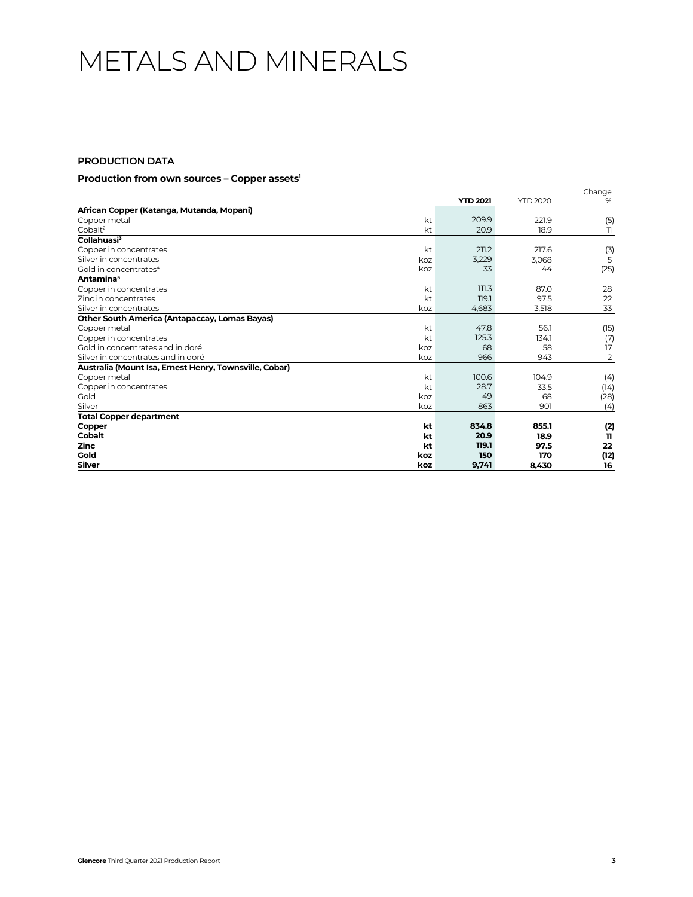# METALS AND MINERALS

## PRODUCTION DATA

### Production from own sources – Copper assets[1]

| | | YTD 2021 | YTD 2020 | Change % |
|---|---|---|---|---|
| **African Copper (Katanga, Mutanda, Mopani)** | | | | |
| Copper metal | kt | 209.9 | 221.9 | (5) |
| Cobalt[2] | kt | 20.9 | 18.9 | 11 |
| **Collahuasi[3]** | | | | |
| Copper in concentrates | kt | 211.2 | 217.6 | (3) |
| Silver in concentrates | koz | 3,229 | 3,068 | 5 |
| Gold in concentrates[4] | koz | 33 | 44 | (25) |
| **Antamina[5]** | | | | |
| Copper in concentrates | kt | 111.3 | 87.0 | 28 |
| Zinc in concentrates | kt | 119.1 | 97.5 | 22 |
| Silver in concentrates | koz | 4,683 | 3,518 | 33 |
| **Other South America (Antapaccay, Lomas Bayas)** | | | | |
| Copper metal | kt | 47.8 | 56.1 | (15) |
| Copper in concentrates | kt | 125.3 | 134.1 | (7) |
| Gold in concentrates and in doré | koz | 68 | 58 | 17 |
| Silver in concentrates and in doré | koz | 966 | 943 | 2 |
| **Australia (Mount Isa, Ernest Henry, Townsville, Cobar)** | | | | |
| Copper metal | kt | 100.6 | 104.9 | (4) |
| Copper in concentrates | kt | 28.7 | 33.5 | (14) |
| Gold | koz | 49 | 68 | (28) |
| Silver | koz | 863 | 901 | (4) |
| **Total Copper department** | | | | |
| **Copper** | **kt** | **834.8** | **855.1** | **(2)** |
| **Cobalt** | **kt** | **20.9** | **18.9** | **11** |
| **Zinc** | **kt** | **119.1** | **97.5** | **22** |
| **Gold** | **koz** | **150** | **170** | **(12)** |
| **Silver** | **koz** | **9,741** | **8,430** | **16** |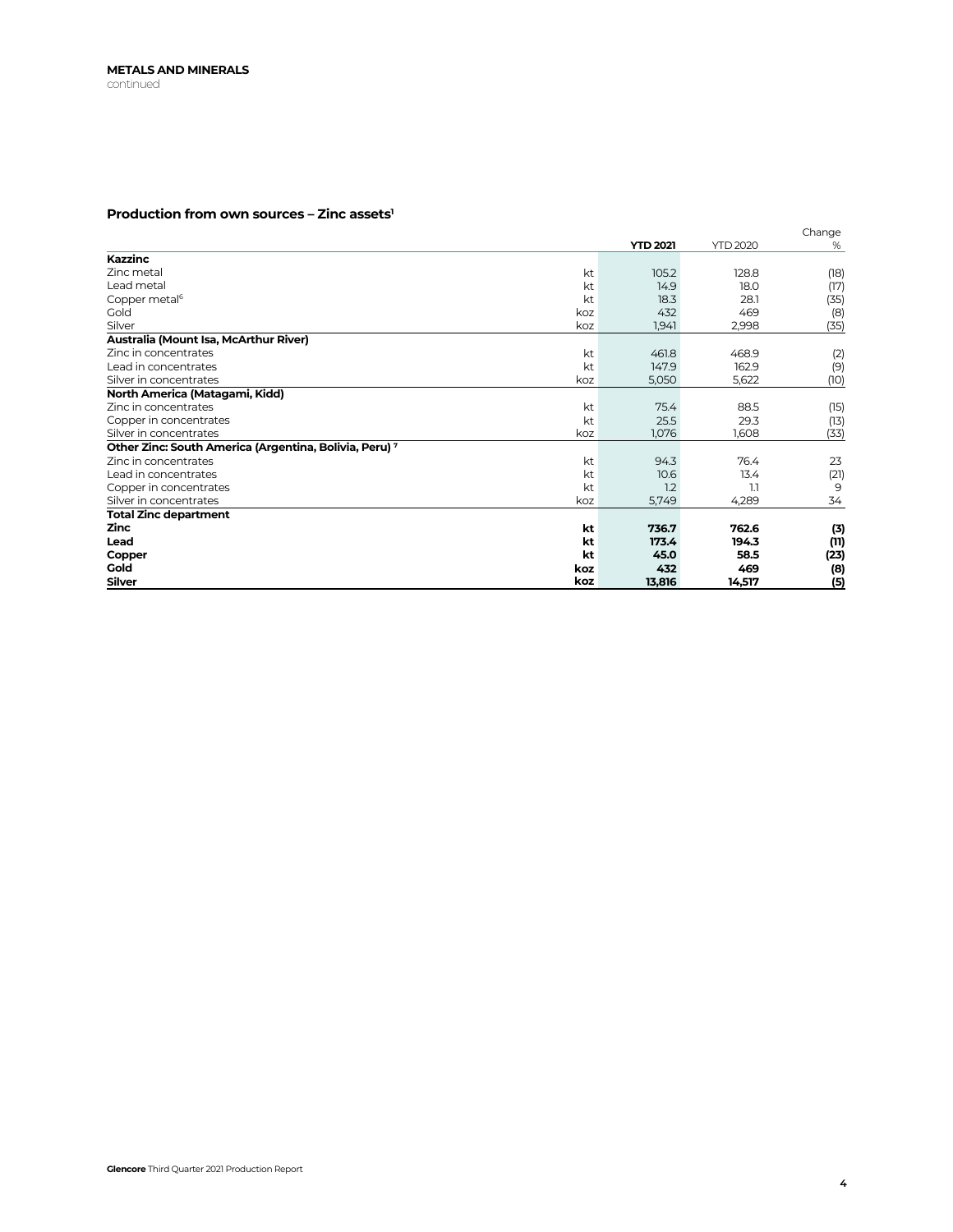**METALS AND MINERALS**
continued

### Production from own sources – Zinc assets[1]

| | | YTD 2021 | YTD 2020 | Change % |
|---|---|---|---|---|
| **Kazzinc** | | | | |
| Zinc metal | kt | 105.2 | 128.8 | (18) |
| Lead metal | kt | 14.9 | 18.0 | (17) |
| Copper metal[6] | kt | 18.3 | 28.1 | (35) |
| Gold | koz | 432 | 469 | (8) |
| Silver | koz | 1,941 | 2,998 | (35) |
| **Australia (Mount Isa, McArthur River)** | | | | |
| Zinc in concentrates | kt | 461.8 | 468.9 | (2) |
| Lead in concentrates | kt | 147.9 | 162.9 | (9) |
| Silver in concentrates | koz | 5,050 | 5,622 | (10) |
| **North America (Matagami, Kidd)** | | | | |
| Zinc in concentrates | kt | 75.4 | 88.5 | (15) |
| Copper in concentrates | kt | 25.5 | 29.3 | (13) |
| Silver in concentrates | koz | 1,076 | 1,608 | (33) |
| **Other Zinc: South America (Argentina, Bolivia, Peru)[7]** | | | | |
| Zinc in concentrates | kt | 94.3 | 76.4 | 23 |
| Lead in concentrates | kt | 10.6 | 13.4 | (21) |
| Copper in concentrates | kt | 1.2 | 1.1 | 9 |
| Silver in concentrates | koz | 5,749 | 4,289 | 34 |
| **Total Zinc department** | | | | |
| **Zinc** | **kt** | **736.7** | **762.6** | **(3)** |
| **Lead** | **kt** | **173.4** | **194.3** | **(11)** |
| **Copper** | **kt** | **45.0** | **58.5** | **(23)** |
| **Gold** | **koz** | **432** | **469** | **(8)** |
| **Silver** | **koz** | **13,816** | **14,517** | **(5)** |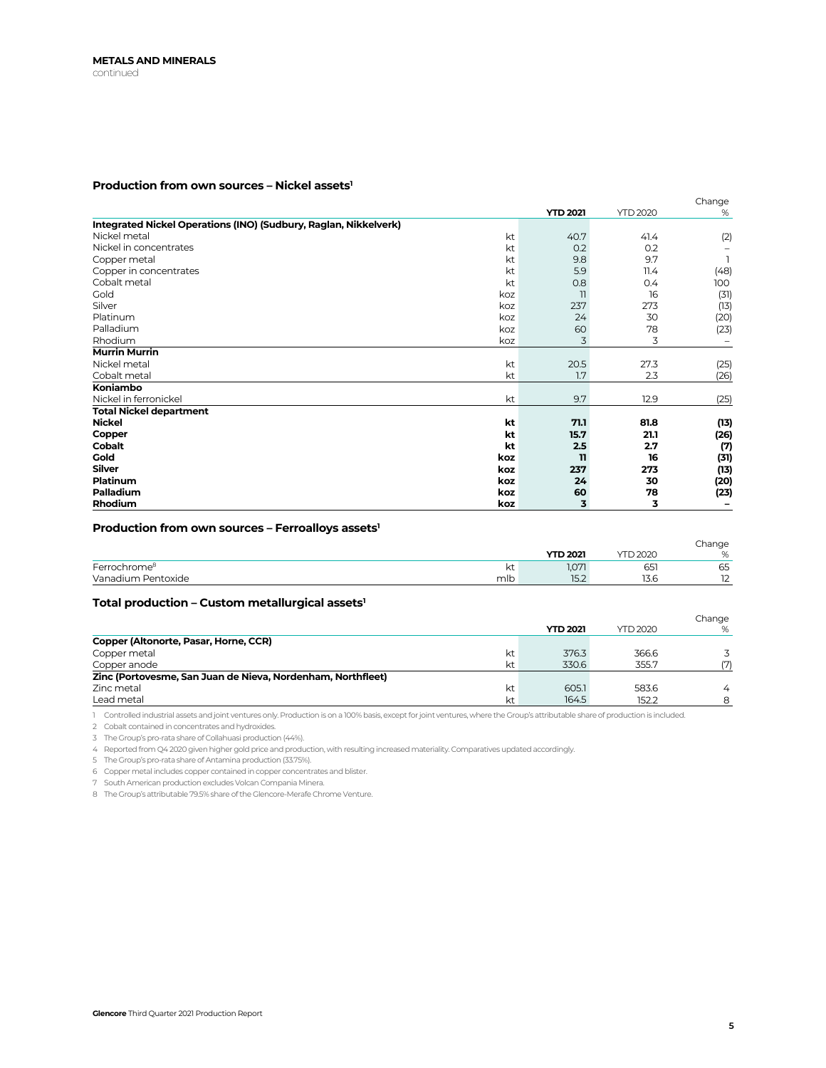**METALS AND MINERALS**
continued

### Production from own sources – Nickel assets[1]

| | | **YTD 2021** | YTD 2020 | Change % |
|---|---|---|---|---|
| **Integrated Nickel Operations (INO) (Sudbury, Raglan, Nikkelverk)** | | | | |
| Nickel metal | kt | 40.7 | 41.4 | (2) |
| Nickel in concentrates | kt | 0.2 | 0.2 | – |
| Copper metal | kt | 9.8 | 9.7 | 1 |
| Copper in concentrates | kt | 5.9 | 11.4 | (48) |
| Cobalt metal | kt | 0.8 | 0.4 | 100 |
| Gold | koz | 11 | 16 | (31) |
| Silver | koz | 237 | 273 | (13) |
| Platinum | koz | 24 | 30 | (20) |
| Palladium | koz | 60 | 78 | (23) |
| Rhodium | koz | 3 | 3 | – |
| **Murrin Murrin** | | | | |
| Nickel metal | kt | 20.5 | 27.3 | (25) |
| Cobalt metal | kt | 1.7 | 2.3 | (26) |
| **Koniambo** | | | | |
| Nickel in ferronickel | kt | 9.7 | 12.9 | (25) |
| **Total Nickel department** | | | | |
| **Nickel** | **kt** | **71.1** | **81.8** | **(13)** |
| **Copper** | **kt** | **15.7** | **21.1** | **(26)** |
| **Cobalt** | **kt** | **2.5** | **2.7** | **(7)** |
| **Gold** | **koz** | **11** | **16** | **(31)** |
| **Silver** | **koz** | **237** | **273** | **(13)** |
| **Platinum** | **koz** | **24** | **30** | **(20)** |
| **Palladium** | **koz** | **60** | **78** | **(23)** |
| **Rhodium** | **koz** | **3** | **3** | **–** |

### Production from own sources – Ferroalloys assets[1]

| | | **YTD 2021** | YTD 2020 | Change % |
|---|---|---|---|---|
| Ferrochrome[8] | kt | 1,071 | 651 | 65 |
| Vanadium Pentoxide | mlb | 15.2 | 13.6 | 12 |

### Total production – Custom metallurgical assets[1]

| | | **YTD 2021** | YTD 2020 | Change % |
|---|---|---|---|---|
| **Copper (Altonorte, Pasar, Horne, CCR)** | | | | |
| Copper metal | kt | 376.3 | 366.6 | 3 |
| Copper anode | kt | 330.6 | 355.7 | (7) |
| **Zinc (Portovesme, San Juan de Nieva, Nordenham, Northfleet)** | | | | |
| Zinc metal | kt | 605.1 | 583.6 | 4 |
| Lead metal | kt | 164.5 | 152.2 | 8 |

1 Controlled industrial assets and joint ventures only. Production is on a 100% basis, except for joint ventures, where the Group's attributable share of production is included.
2 Cobalt contained in concentrates and hydroxides.
3 The Group's pro-rata share of Collahuasi production (44%).
4 Reported from Q4 2020 given higher gold price and production, with resulting increased materiality. Comparatives updated accordingly.
5 The Group's pro-rata share of Antamina production (33.75%).
6 Copper metal includes copper contained in copper concentrates and blister.
7 South American production excludes Volcan Compania Minera.
8 The Group's attributable 79.5% share of the Glencore-Merafe Chrome Venture.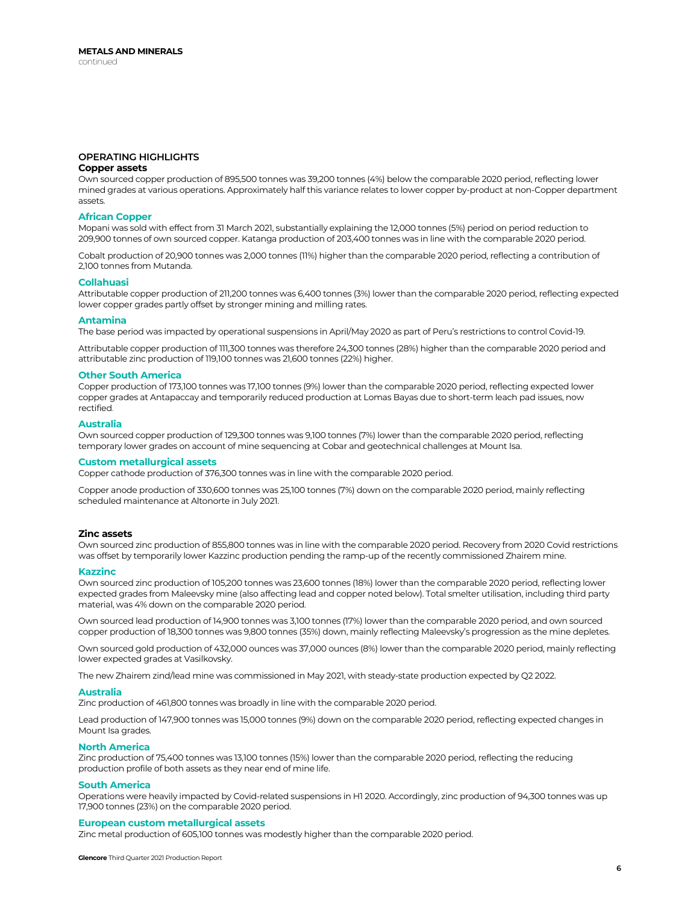**METALS AND MINERALS**
continued

## OPERATING HIGHLIGHTS

### Copper assets

Own sourced copper production of 895,500 tonnes was 39,200 tonnes (4%) below the comparable 2020 period, reflecting lower mined grades at various operations. Approximately half this variance relates to lower copper by-product at non-Copper department assets.

#### African Copper

Mopani was sold with effect from 31 March 2021, substantially explaining the 12,000 tonnes (5%) period on period reduction to 209,900 tonnes of own sourced copper. Katanga production of 203,400 tonnes was in line with the comparable 2020 period.

Cobalt production of 20,900 tonnes was 2,000 tonnes (11%) higher than the comparable 2020 period, reflecting a contribution of 2,100 tonnes from Mutanda.

#### Collahuasi

Attributable copper production of 211,200 tonnes was 6,400 tonnes (3%) lower than the comparable 2020 period, reflecting expected lower copper grades partly offset by stronger mining and milling rates.

#### Antamina

The base period was impacted by operational suspensions in April/May 2020 as part of Peru's restrictions to control Covid-19.

Attributable copper production of 111,300 tonnes was therefore 24,300 tonnes (28%) higher than the comparable 2020 period and attributable zinc production of 119,100 tonnes was 21,600 tonnes (22%) higher.

#### Other South America

Copper production of 173,100 tonnes was 17,100 tonnes (9%) lower than the comparable 2020 period, reflecting expected lower copper grades at Antapaccay and temporarily reduced production at Lomas Bayas due to short-term leach pad issues, now rectified.

#### Australia

Own sourced copper production of 129,300 tonnes was 9,100 tonnes (7%) lower than the comparable 2020 period, reflecting temporary lower grades on account of mine sequencing at Cobar and geotechnical challenges at Mount Isa.

#### Custom metallurgical assets

Copper cathode production of 376,300 tonnes was in line with the comparable 2020 period.

Copper anode production of 330,600 tonnes was 25,100 tonnes (7%) down on the comparable 2020 period, mainly reflecting scheduled maintenance at Altonorte in July 2021.

### Zinc assets

Own sourced zinc production of 855,800 tonnes was in line with the comparable 2020 period. Recovery from 2020 Covid restrictions was offset by temporarily lower Kazzinc production pending the ramp-up of the recently commissioned Zhairem mine.

#### Kazzinc

Own sourced zinc production of 105,200 tonnes was 23,600 tonnes (18%) lower than the comparable 2020 period, reflecting lower expected grades from Maleevsky mine (also affecting lead and copper noted below). Total smelter utilisation, including third party material, was 4% down on the comparable 2020 period.

Own sourced lead production of 14,900 tonnes was 3,100 tonnes (17%) lower than the comparable 2020 period, and own sourced copper production of 18,300 tonnes was 9,800 tonnes (35%) down, mainly reflecting Maleevsky's progression as the mine depletes.

Own sourced gold production of 432,000 ounces was 37,000 ounces (8%) lower than the comparable 2020 period, mainly reflecting lower expected grades at Vasilkovsky.

The new Zhairem zind/lead mine was commissioned in May 2021, with steady-state production expected by Q2 2022.

#### Australia

Zinc production of 461,800 tonnes was broadly in line with the comparable 2020 period.

Lead production of 147,900 tonnes was 15,000 tonnes (9%) down on the comparable 2020 period, reflecting expected changes in Mount Isa grades.

#### North America

Zinc production of 75,400 tonnes was 13,100 tonnes (15%) lower than the comparable 2020 period, reflecting the reducing production profile of both assets as they near end of mine life.

#### South America

Operations were heavily impacted by Covid-related suspensions in H1 2020. Accordingly, zinc production of 94,300 tonnes was up 17,900 tonnes (23%) on the comparable 2020 period.

#### European custom metallurgical assets

Zinc metal production of 605,100 tonnes was modestly higher than the comparable 2020 period.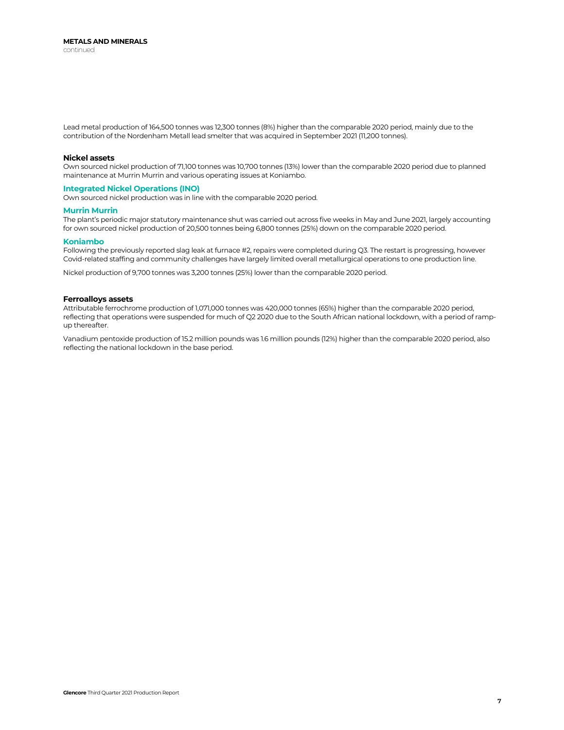## METALS AND MINERALS

continued

Lead metal production of 164,500 tonnes was 12,300 tonnes (8%) higher than the comparable 2020 period, mainly due to the contribution of the Nordenham Metall lead smelter that was acquired in September 2021 (11,200 tonnes).

### Nickel assets

Own sourced nickel production of 71,100 tonnes was 10,700 tonnes (13%) lower than the comparable 2020 period due to planned maintenance at Murrin Murrin and various operating issues at Koniambo.

#### Integrated Nickel Operations (INO)

Own sourced nickel production was in line with the comparable 2020 period.

#### Murrin Murrin

The plant's periodic major statutory maintenance shut was carried out across five weeks in May and June 2021, largely accounting for own sourced nickel production of 20,500 tonnes being 6,800 tonnes (25%) down on the comparable 2020 period.

#### Koniambo

Following the previously reported slag leak at furnace #2, repairs were completed during Q3. The restart is progressing, however Covid-related staffing and community challenges have largely limited overall metallurgical operations to one production line.

Nickel production of 9,700 tonnes was 3,200 tonnes (25%) lower than the comparable 2020 period.

### Ferroalloys assets

Attributable ferrochrome production of 1,071,000 tonnes was 420,000 tonnes (65%) higher than the comparable 2020 period, reflecting that operations were suspended for much of Q2 2020 due to the South African national lockdown, with a period of ramp-up thereafter.

Vanadium pentoxide production of 15.2 million pounds was 1.6 million pounds (12%) higher than the comparable 2020 period, also reflecting the national lockdown in the base period.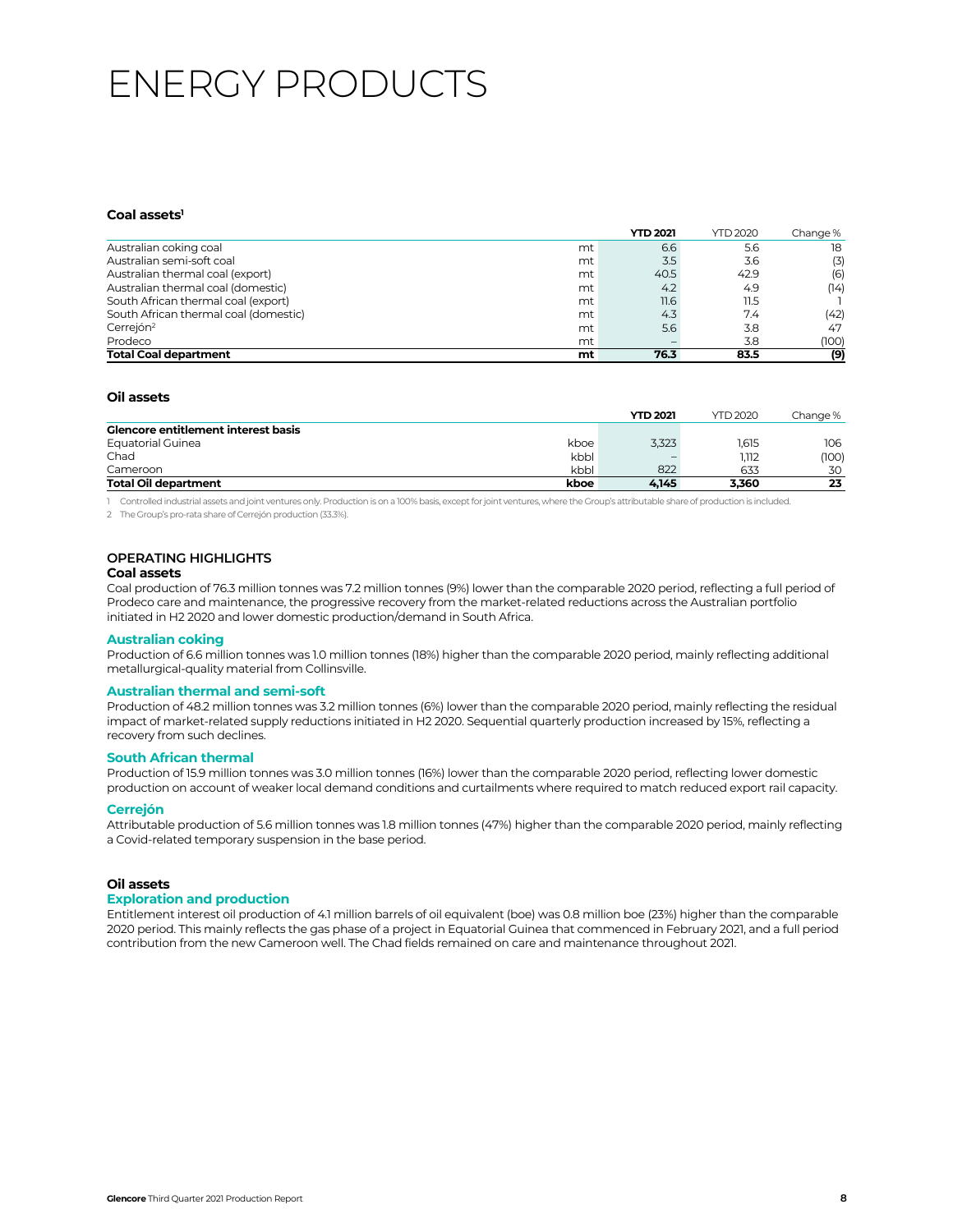# ENERGY PRODUCTS

**Coal assets**[1]

| | | **YTD 2021** | YTD 2020 | Change % |
|---|---|---|---|---|
| Australian coking coal | mt | 6.6 | 5.6 | 18 |
| Australian semi-soft coal | mt | 3.5 | 3.6 | (3) |
| Australian thermal coal (export) | mt | 40.5 | 42.9 | (6) |
| Australian thermal coal (domestic) | mt | 4.2 | 4.9 | (14) |
| South African thermal coal (export) | mt | 11.6 | 11.5 | 1 |
| South African thermal coal (domestic) | mt | 4.3 | 7.4 | (42) |
| Cerrejón[2] | mt | 5.6 | 3.8 | 47 |
| Prodeco | mt | – | 3.8 | (100) |
| **Total Coal department** | **mt** | **76.3** | **83.5** | **(9)** |

**Oil assets**

| | | **YTD 2021** | YTD 2020 | Change % |
|---|---|---|---|---|
| **Glencore entitlement interest basis** | | | | |
| Equatorial Guinea | kboe | 3,323 | 1,615 | 106 |
| Chad | kbbl | – | 1,112 | (100) |
| Cameroon | kbbl | 822 | 633 | 30 |
| **Total Oil department** | **kboe** | **4,145** | **3,360** | **23** |

1 Controlled industrial assets and joint ventures only. Production is on a 100% basis, except for joint ventures, where the Group's attributable share of production is included.

2 The Group's pro-rata share of Cerrejón production (33.3%).

## OPERATING HIGHLIGHTS

### Coal assets

Coal production of 76.3 million tonnes was 7.2 million tonnes (9%) lower than the comparable 2020 period, reflecting a full period of Prodeco care and maintenance, the progressive recovery from the market-related reductions across the Australian portfolio initiated in H2 2020 and lower domestic production/demand in South Africa.

#### Australian coking

Production of 6.6 million tonnes was 1.0 million tonnes (18%) higher than the comparable 2020 period, mainly reflecting additional metallurgical-quality material from Collinsville.

#### Australian thermal and semi-soft

Production of 48.2 million tonnes was 3.2 million tonnes (6%) lower than the comparable 2020 period, mainly reflecting the residual impact of market-related supply reductions initiated in H2 2020. Sequential quarterly production increased by 15%, reflecting a recovery from such declines.

#### South African thermal

Production of 15.9 million tonnes was 3.0 million tonnes (16%) lower than the comparable 2020 period, reflecting lower domestic production on account of weaker local demand conditions and curtailments where required to match reduced export rail capacity.

#### Cerrejón

Attributable production of 5.6 million tonnes was 1.8 million tonnes (47%) higher than the comparable 2020 period, mainly reflecting a Covid-related temporary suspension in the base period.

### Oil assets

#### Exploration and production

Entitlement interest oil production of 4.1 million barrels of oil equivalent (boe) was 0.8 million boe (23%) higher than the comparable 2020 period. This mainly reflects the gas phase of a project in Equatorial Guinea that commenced in February 2021, and a full period contribution from the new Cameroon well. The Chad fields remained on care and maintenance throughout 2021.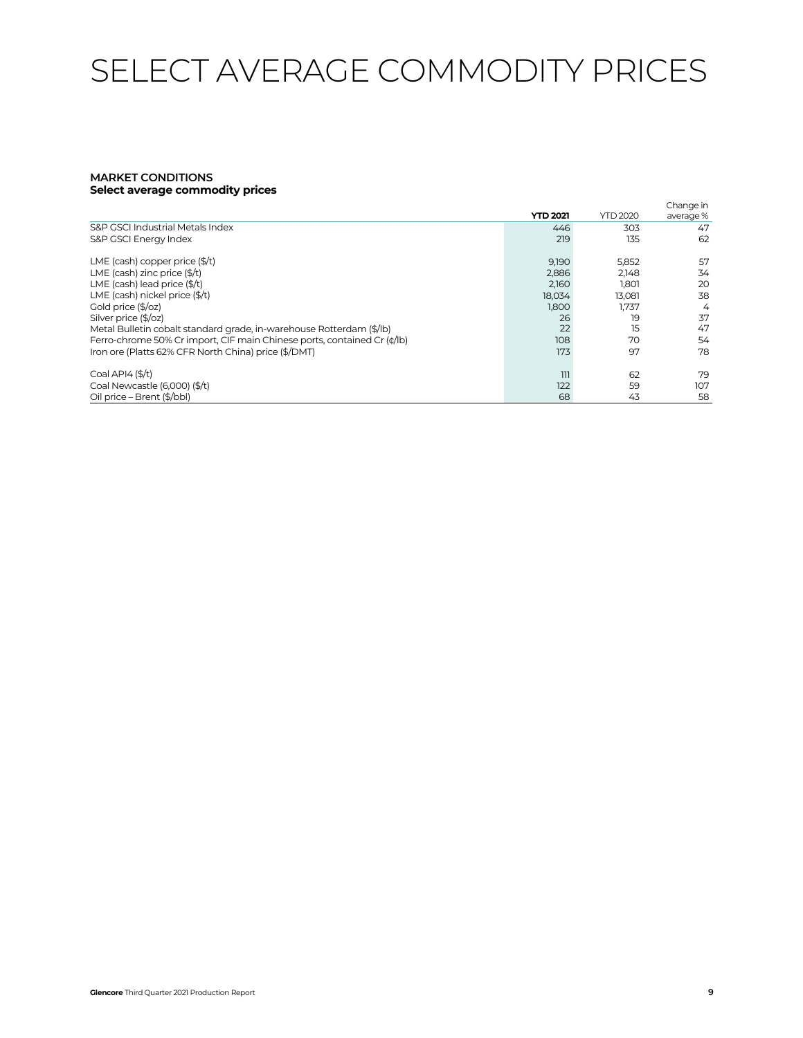# SELECT AVERAGE COMMODITY PRICES

**MARKET CONDITIONS**
**Select average commodity prices**

| | **YTD 2021** | YTD 2020 | Change in average % |
|---|---|---|---|
| S&P GSCI Industrial Metals Index | 446 | 303 | 47 |
| S&P GSCI Energy Index | 219 | 135 | 62 |
| | | | |
| LME (cash) copper price ($/t) | 9,190 | 5,852 | 57 |
| LME (cash) zinc price ($/t) | 2,886 | 2,148 | 34 |
| LME (cash) lead price ($/t) | 2,160 | 1,801 | 20 |
| LME (cash) nickel price ($/t) | 18,034 | 13,081 | 38 |
| Gold price ($/oz) | 1,800 | 1,737 | 4 |
| Silver price ($/oz) | 26 | 19 | 37 |
| Metal Bulletin cobalt standard grade, in-warehouse Rotterdam ($/lb) | 22 | 15 | 47 |
| Ferro-chrome 50% Cr import, CIF main Chinese ports, contained Cr (¢/lb) | 108 | 70 | 54 |
| Iron ore (Platts 62% CFR North China) price ($/DMT) | 173 | 97 | 78 |
| | | | |
| Coal API4 ($/t) | 111 | 62 | 79 |
| Coal Newcastle (6,000) ($/t) | 122 | 59 | 107 |
| Oil price – Brent ($/bbl) | 68 | 43 | 58 |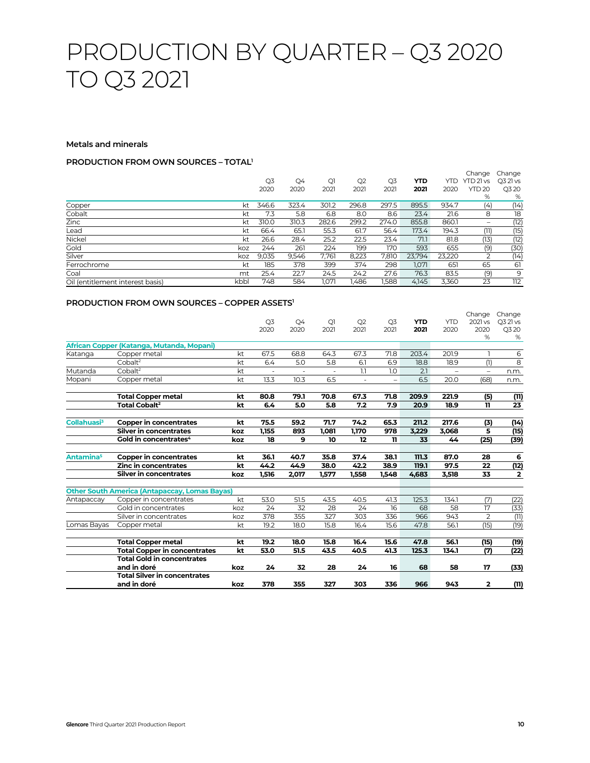# PRODUCTION BY QUARTER – Q3 2020 TO Q3 2021

### Metals and minerals

#### PRODUCTION FROM OWN SOURCES – TOTAL[1]

| | | Q3 2020 | Q4 2020 | Q1 2021 | Q2 2021 | Q3 2021 | **YTD 2021** | YTD 2020 | Change YTD 21 vs YTD 20 % | Change Q3 21 vs Q3 20 % |
|---|---|---|---|---|---|---|---|---|---|---|
| Copper | kt | 346.6 | 323.4 | 301.2 | 296.8 | 297.5 | 895.5 | 934.7 | (4) | (14) |
| Cobalt | kt | 7.3 | 5.8 | 6.8 | 8.0 | 8.6 | 23.4 | 21.6 | 8 | 18 |
| Zinc | kt | 310.0 | 310.3 | 282.6 | 299.2 | 274.0 | 855.8 | 860.1 | – | (12) |
| Lead | kt | 66.4 | 65.1 | 55.3 | 61.7 | 56.4 | 173.4 | 194.3 | (11) | (15) |
| Nickel | kt | 26.6 | 28.4 | 25.2 | 22.5 | 23.4 | 71.1 | 81.8 | (13) | (12) |
| Gold | koz | 244 | 261 | 224 | 199 | 170 | 593 | 655 | (9) | (30) |
| Silver | koz | 9,035 | 9,546 | 7,761 | 8,223 | 7,810 | 23,794 | 23,220 | 2 | (14) |
| Ferrochrome | kt | 185 | 378 | 399 | 374 | 298 | 1,071 | 651 | 65 | 61 |
| Coal | mt | 25.4 | 22.7 | 24.5 | 24.2 | 27.6 | 76.3 | 83.5 | (9) | 9 |
| Oil (entitlement interest basis) | kbbl | 748 | 584 | 1,071 | 1,486 | 1,588 | 4,145 | 3,360 | 23 | 112 |

#### PRODUCTION FROM OWN SOURCES – COPPER ASSETS[1]

| | | | Q3 2020 | Q4 2020 | Q1 2021 | Q2 2021 | Q3 2021 | **YTD 2021** | YTD 2020 | Change 2021 vs 2020 % | Change Q3 21 vs Q3 20 % |
|---|---|---|---|---|---|---|---|---|---|---|---|
| **African Copper (Katanga, Mutanda, Mopani)** | | | | | | | | | | | |
| Katanga | Copper metal | kt | 67.5 | 68.8 | 64.3 | 67.3 | 71.8 | 203.4 | 201.9 | 1 | 6 |
| | Cobalt[2] | kt | 6.4 | 5.0 | 5.8 | 6.1 | 6.9 | 18.8 | 18.9 | (1) | 8 |
| Mutanda | Cobalt[2] | kt | - | - | - | 1.1 | 1.0 | 2.1 | – | – | n.m. |
| Mopani | Copper metal | kt | 13.3 | 10.3 | 6.5 | - | – | 6.5 | 20.0 | (68) | n.m. |
| | **Total Copper metal** | **kt** | **80.8** | **79.1** | **70.8** | **67.3** | **71.8** | **209.9** | **221.9** | **(5)** | **(11)** |
| | **Total Cobalt[2]** | **kt** | **6.4** | **5.0** | **5.8** | **7.2** | **7.9** | **20.9** | **18.9** | **11** | **23** |
| **Collahuasi[3]** | **Copper in concentrates** | **kt** | **75.5** | **59.2** | **71.7** | **74.2** | **65.3** | **211.2** | **217.6** | **(3)** | **(14)** |
| | **Silver in concentrates** | **koz** | **1,155** | **893** | **1,081** | **1,170** | **978** | **3,229** | **3,068** | **5** | **(15)** |
| | **Gold in concentrates[4]** | **koz** | **18** | **9** | **10** | **12** | **11** | **33** | **44** | **(25)** | **(39)** |
| **Antamina[5]** | **Copper in concentrates** | **kt** | **36.1** | **40.7** | **35.8** | **37.4** | **38.1** | **111.3** | **87.0** | **28** | **6** |
| | **Zinc in concentrates** | **kt** | **44.2** | **44.9** | **38.0** | **42.2** | **38.9** | **119.1** | **97.5** | **22** | **(12)** |
| | **Silver in concentrates** | **koz** | **1,516** | **2,017** | **1,577** | **1,558** | **1,548** | **4,683** | **3,518** | **33** | **2** |
| **Other South America (Antapaccay, Lomas Bayas)** | | | | | | | | | | | |
| Antapaccay | Copper in concentrates | kt | 53.0 | 51.5 | 43.5 | 40.5 | 41.3 | 125.3 | 134.1 | (7) | (22) |
| | Gold in concentrates | koz | 24 | 32 | 28 | 24 | 16 | 68 | 58 | 17 | (33) |
| | Silver in concentrates | koz | 378 | 355 | 327 | 303 | 336 | 966 | 943 | 2 | (11) |
| Lomas Bayas | Copper metal | kt | 19.2 | 18.0 | 15.8 | 16.4 | 15.6 | 47.8 | 56.1 | (15) | (19) |
| | **Total Copper metal** | **kt** | **19.2** | **18.0** | **15.8** | **16.4** | **15.6** | **47.8** | **56.1** | **(15)** | **(19)** |
| | **Total Copper in concentrates** | **kt** | **53.0** | **51.5** | **43.5** | **40.5** | **41.3** | **125.3** | **134.1** | **(7)** | **(22)** |
| | **Total Gold in concentrates and in doré** | **koz** | **24** | **32** | **28** | **24** | **16** | **68** | **58** | **17** | **(33)** |
| | **Total Silver in concentrates and in doré** | **koz** | **378** | **355** | **327** | **303** | **336** | **966** | **943** | **2** | **(11)** |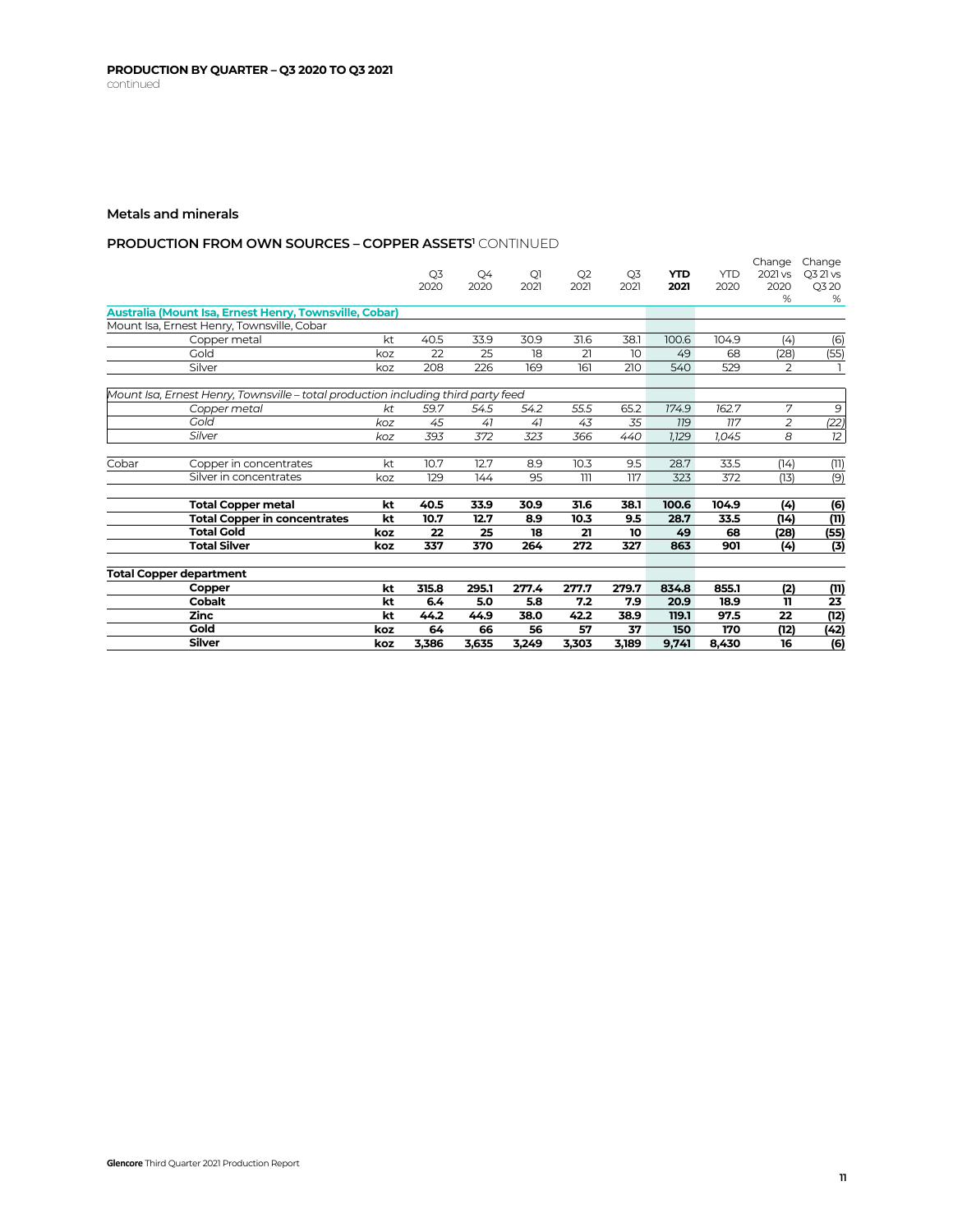**PRODUCTION BY QUARTER – Q3 2020 TO Q3 2021**
continued

## Metals and minerals

### PRODUCTION FROM OWN SOURCES – COPPER ASSETS[1] CONTINUED

| | | | Q3 2020 | Q4 2020 | Q1 2021 | Q2 2021 | Q3 2021 | **YTD 2021** | YTD 2020 | Change 2021 vs 2020 % | Change Q3 21 vs Q3 20 % |
|---|---|---|---|---|---|---|---|---|---|---|---|
| **Australia (Mount Isa, Ernest Henry, Townsville, Cobar)** | | | | | | | | | | | |
| Mount Isa, Ernest Henry, Townsville, Cobar | | | | | | | | | | | |
| | Copper metal | kt | 40.5 | 33.9 | 30.9 | 31.6 | 38.1 | 100.6 | 104.9 | (4) | (6) |
| | Gold | koz | 22 | 25 | 18 | 21 | 10 | 49 | 68 | (28) | (55) |
| | Silver | koz | 208 | 226 | 169 | 161 | 210 | 540 | 529 | 2 | 1 |
| *Mount Isa, Ernest Henry, Townsville – total production including third party feed* | | | | | | | | | | | |
| | *Copper metal* | *kt* | *59.7* | *54.5* | *54.2* | *55.5* | *65.2* | *174.9* | *162.7* | *7* | *9* |
| | *Gold* | *koz* | *45* | *41* | *41* | *43* | *35* | *119* | *117* | *2* | *(22)* |
| | *Silver* | *koz* | *393* | *372* | *323* | *366* | *440* | *1,129* | *1,045* | *8* | *12* |
| Cobar | Copper in concentrates | kt | 10.7 | 12.7 | 8.9 | 10.3 | 9.5 | 28.7 | 33.5 | (14) | (11) |
| | Silver in concentrates | koz | 129 | 144 | 95 | 111 | 117 | 323 | 372 | (13) | (9) |
| | **Total Copper metal** | **kt** | **40.5** | **33.9** | **30.9** | **31.6** | **38.1** | **100.6** | **104.9** | **(4)** | **(6)** |
| | **Total Copper in concentrates** | **kt** | **10.7** | **12.7** | **8.9** | **10.3** | **9.5** | **28.7** | **33.5** | **(14)** | **(11)** |
| | **Total Gold** | **koz** | **22** | **25** | **18** | **21** | **10** | **49** | **68** | **(28)** | **(55)** |
| | **Total Silver** | **koz** | **337** | **370** | **264** | **272** | **327** | **863** | **901** | **(4)** | **(3)** |
| **Total Copper department** | | | | | | | | | | | |
| | **Copper** | **kt** | **315.8** | **295.1** | **277.4** | **277.7** | **279.7** | **834.8** | **855.1** | **(2)** | **(11)** |
| | **Cobalt** | **kt** | **6.4** | **5.0** | **5.8** | **7.2** | **7.9** | **20.9** | **18.9** | **11** | **23** |
| | **Zinc** | **kt** | **44.2** | **44.9** | **38.0** | **42.2** | **38.9** | **119.1** | **97.5** | **22** | **(12)** |
| | **Gold** | **koz** | **64** | **66** | **56** | **57** | **37** | **150** | **170** | **(12)** | **(42)** |
| | **Silver** | **koz** | **3,386** | **3,635** | **3,249** | **3,303** | **3,189** | **9,741** | **8,430** | **16** | **(6)** |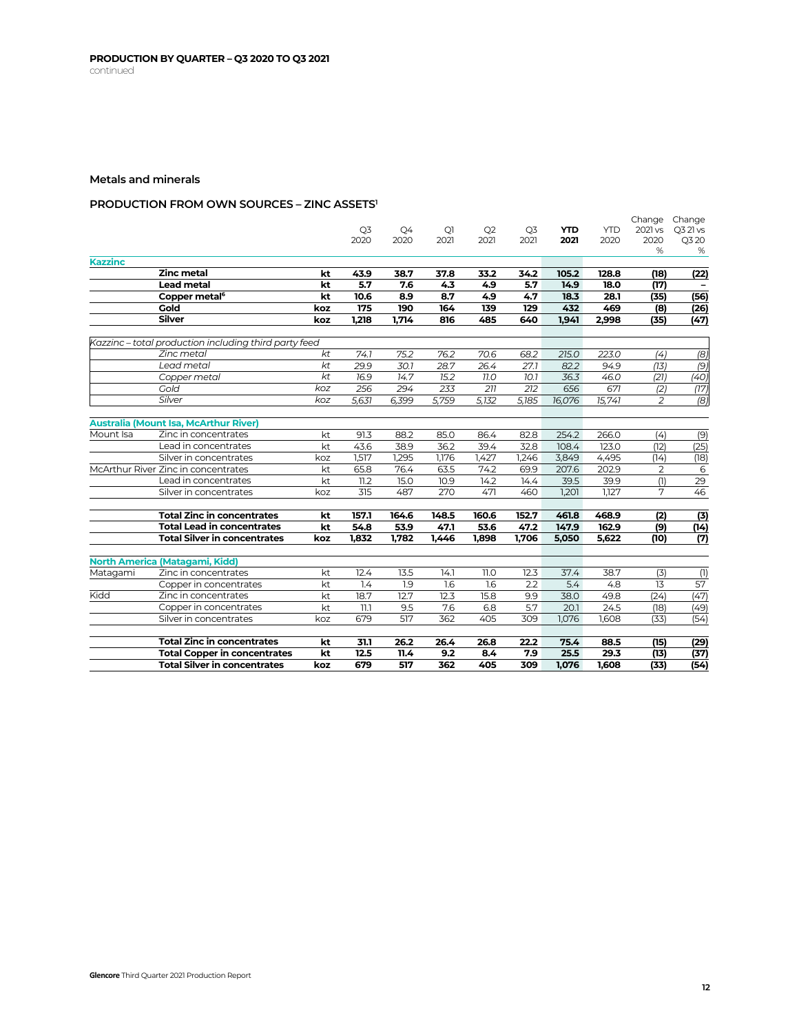## PRODUCTION BY QUARTER – Q3 2020 TO Q3 2021

continued

### Metals and minerals

#### PRODUCTION FROM OWN SOURCES – ZINC ASSETS[1]

| | | | Q3 2020 | Q4 2020 | Q1 2021 | Q2 2021 | Q3 2021 | **YTD 2021** | YTD 2020 | Change 2021 vs 2020 % | Change Q3 21 vs Q3 20 % |
|---|---|---|---|---|---|---|---|---|---|---|---|
| **Kazzinc** | | | | | | | | | | | |
| | **Zinc metal** | **kt** | **43.9** | **38.7** | **37.8** | **33.2** | **34.2** | **105.2** | **128.8** | **(18)** | **(22)** |
| | **Lead metal** | **kt** | **5.7** | **7.6** | **4.3** | **4.9** | **5.7** | **14.9** | **18.0** | **(17)** | **–** |
| | **Copper metal[6]** | **kt** | **10.6** | **8.9** | **8.7** | **4.9** | **4.7** | **18.3** | **28.1** | **(35)** | **(56)** |
| | **Gold** | **koz** | **175** | **190** | **164** | **139** | **129** | **432** | **469** | **(8)** | **(26)** |
| | **Silver** | **koz** | **1,218** | **1,714** | **816** | **485** | **640** | **1,941** | **2,998** | **(35)** | **(47)** |
| *Kazzinc – total production including third party feed* | | | | | | | | | | | |
| | *Zinc metal* | *kt* | *74.1* | *75.2* | *76.2* | *70.6* | *68.2* | *215.0* | *223.0* | *(4)* | *(8)* |
| | *Lead metal* | *kt* | *29.9* | *30.1* | *28.7* | *26.4* | *27.1* | *82.2* | *94.9* | *(13)* | *(9)* |
| | *Copper metal* | *kt* | *16.9* | *14.7* | *15.2* | *11.0* | *10.1* | *36.3* | *46.0* | *(21)* | *(40)* |
| | *Gold* | *koz* | *256* | *294* | *233* | *211* | *212* | *656* | *671* | *(2)* | *(17)* |
| | *Silver* | *koz* | *5,631* | *6,399* | *5,759* | *5,132* | *5,185* | *16,076* | *15,741* | *2* | *(8)* |
| **Australia (Mount Isa, McArthur River)** | | | | | | | | | | | |
| Mount Isa | Zinc in concentrates | kt | 91.3 | 88.2 | 85.0 | 86.4 | 82.8 | 254.2 | 266.0 | (4) | (9) |
| | Lead in concentrates | kt | 43.6 | 38.9 | 36.2 | 39.4 | 32.8 | 108.4 | 123.0 | (12) | (25) |
| | Silver in concentrates | koz | 1,517 | 1,295 | 1,176 | 1,427 | 1,246 | 3,849 | 4,495 | (14) | (18) |
| McArthur River | Zinc in concentrates | kt | 65.8 | 76.4 | 63.5 | 74.2 | 69.9 | 207.6 | 202.9 | 2 | 6 |
| | Lead in concentrates | kt | 11.2 | 15.0 | 10.9 | 14.2 | 14.4 | 39.5 | 39.9 | (1) | 29 |
| | Silver in concentrates | koz | 315 | 487 | 270 | 471 | 460 | 1,201 | 1,127 | 7 | 46 |
| | **Total Zinc in concentrates** | **kt** | **157.1** | **164.6** | **148.5** | **160.6** | **152.7** | **461.8** | **468.9** | **(2)** | **(3)** |
| | **Total Lead in concentrates** | **kt** | **54.8** | **53.9** | **47.1** | **53.6** | **47.2** | **147.9** | **162.9** | **(9)** | **(14)** |
| | **Total Silver in concentrates** | **koz** | **1,832** | **1,782** | **1,446** | **1,898** | **1,706** | **5,050** | **5,622** | **(10)** | **(7)** |
| **North America (Matagami, Kidd)** | | | | | | | | | | | |
| Matagami | Zinc in concentrates | kt | 12.4 | 13.5 | 14.1 | 11.0 | 12.3 | 37.4 | 38.7 | (3) | (1) |
| | Copper in concentrates | kt | 1.4 | 1.9 | 1.6 | 1.6 | 2.2 | 5.4 | 4.8 | 13 | 57 |
| Kidd | Zinc in concentrates | kt | 18.7 | 12.7 | 12.3 | 15.8 | 9.9 | 38.0 | 49.8 | (24) | (47) |
| | Copper in concentrates | kt | 11.1 | 9.5 | 7.6 | 6.8 | 5.7 | 20.1 | 24.5 | (18) | (49) |
| | Silver in concentrates | koz | 679 | 517 | 362 | 405 | 309 | 1,076 | 1,608 | (33) | (54) |
| | **Total Zinc in concentrates** | **kt** | **31.1** | **26.2** | **26.4** | **26.8** | **22.2** | **75.4** | **88.5** | **(15)** | **(29)** |
| | **Total Copper in concentrates** | **kt** | **12.5** | **11.4** | **9.2** | **8.4** | **7.9** | **25.5** | **29.3** | **(13)** | **(37)** |
| | **Total Silver in concentrates** | **koz** | **679** | **517** | **362** | **405** | **309** | **1,076** | **1,608** | **(33)** | **(54)** |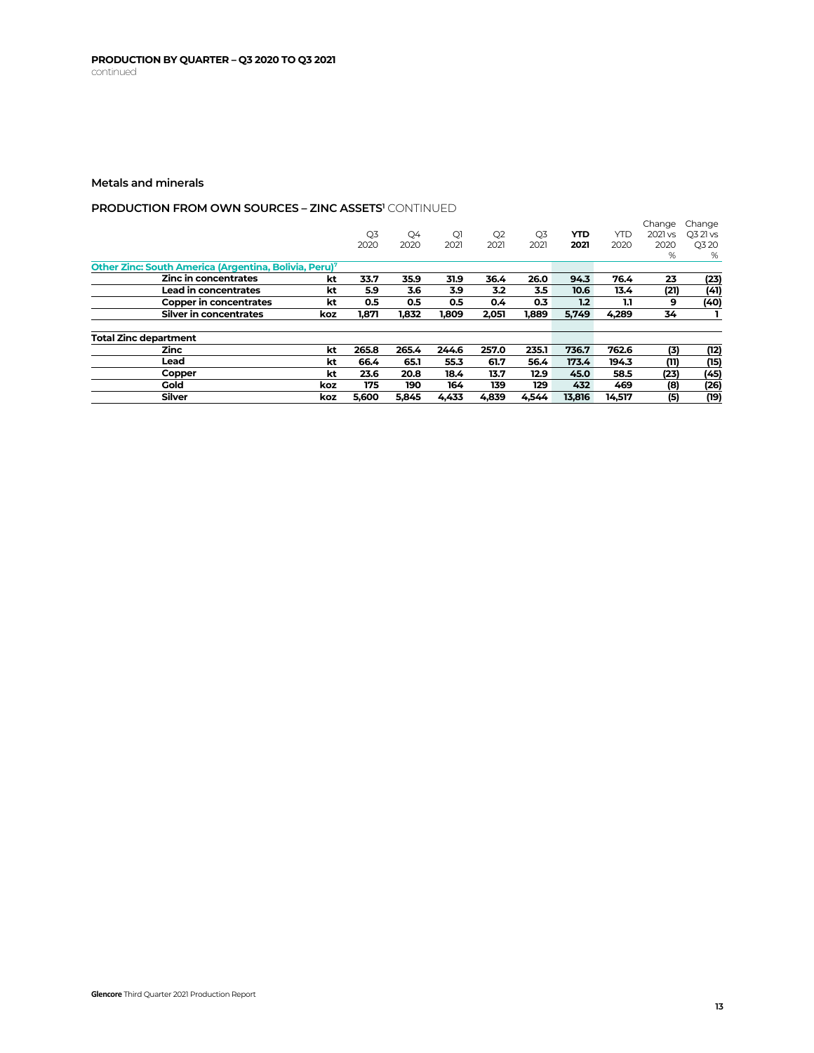**PRODUCTION BY QUARTER – Q3 2020 TO Q3 2021**
continued

## Metals and minerals

### PRODUCTION FROM OWN SOURCES – ZINC ASSETS[1] CONTINUED

| | | Q3 2020 | Q4 2020 | Q1 2021 | Q2 2021 | Q3 2021 | YTD 2021 | YTD 2020 | Change 2021 vs 2020 % | Change Q3 21 vs Q3 20 % |
|---|---|---|---|---|---|---|---|---|---|---|
| **Other Zinc: South America (Argentina, Bolivia, Peru)[7]** | | | | | | | | | | |
| Zinc in concentrates | kt | 33.7 | 35.9 | 31.9 | 36.4 | 26.0 | 94.3 | 76.4 | 23 | (23) |
| Lead in concentrates | kt | 5.9 | 3.6 | 3.9 | 3.2 | 3.5 | 10.6 | 13.4 | (21) | (41) |
| Copper in concentrates | kt | 0.5 | 0.5 | 0.5 | 0.4 | 0.3 | 1.2 | 1.1 | 9 | (40) |
| Silver in concentrates | koz | 1,871 | 1,832 | 1,809 | 2,051 | 1,889 | 5,749 | 4,289 | 34 | 1 |
| **Total Zinc department** | | | | | | | | | | |
| Zinc | kt | 265.8 | 265.4 | 244.6 | 257.0 | 235.1 | 736.7 | 762.6 | (3) | (12) |
| Lead | kt | 66.4 | 65.1 | 55.3 | 61.7 | 56.4 | 173.4 | 194.3 | (11) | (15) |
| Copper | kt | 23.6 | 20.8 | 18.4 | 13.7 | 12.9 | 45.0 | 58.5 | (23) | (45) |
| Gold | koz | 175 | 190 | 164 | 139 | 129 | 432 | 469 | (8) | (26) |
| Silver | koz | 5,600 | 5,845 | 4,433 | 4,839 | 4,544 | 13,816 | 14,517 | (5) | (19) |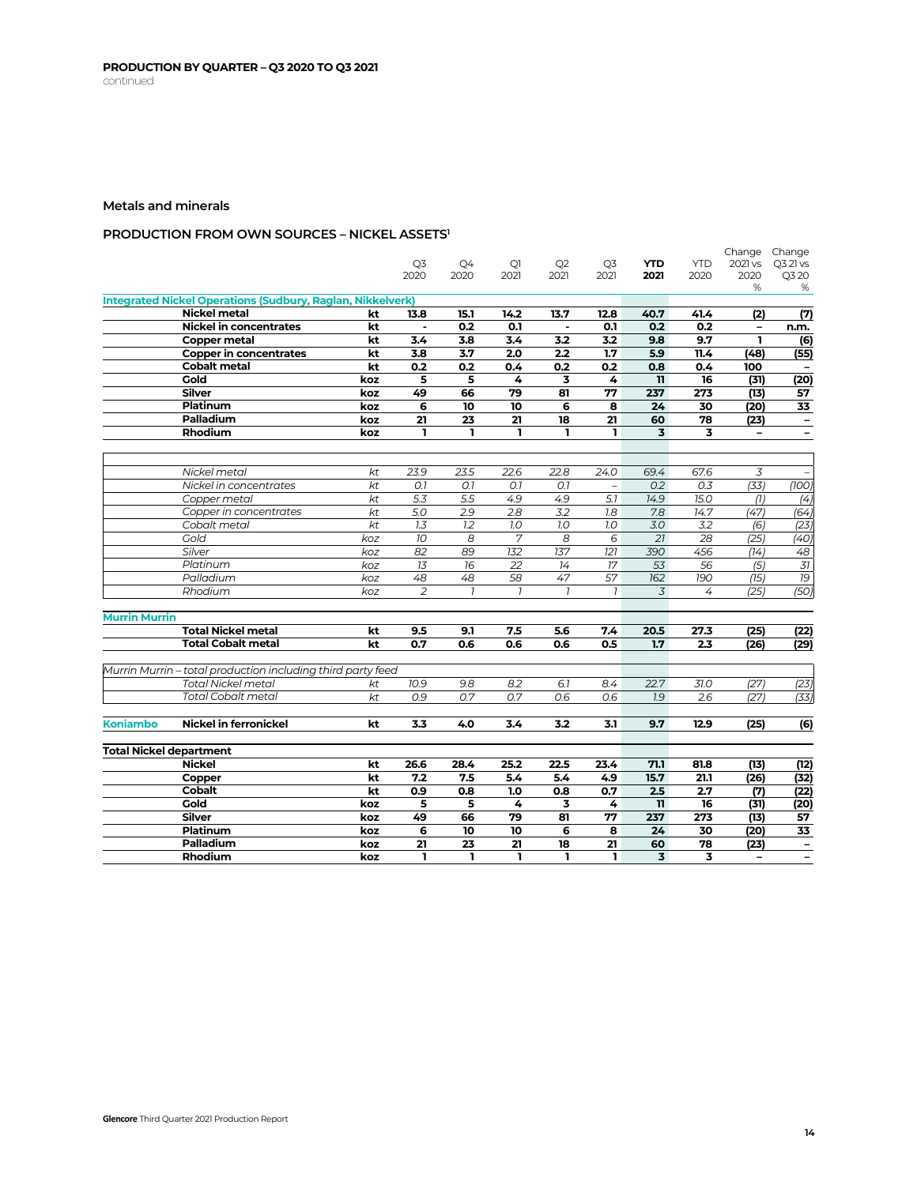## PRODUCTION BY QUARTER – Q3 2020 TO Q3 2021

continued

### Metals and minerals

### PRODUCTION FROM OWN SOURCES – NICKEL ASSETS[1]

| | | | Q3 2020 | Q4 2020 | Q1 2021 | Q2 2021 | Q3 2021 | **YTD 2021** | YTD 2020 | Change 2021 vs 2020 % | Change Q3 21 vs Q3 20 % |
|---|---|---|---|---|---|---|---|---|---|---|---|
| **Integrated Nickel Operations (Sudbury, Raglan, Nikkelverk)** | | | | | | | | | | | |
| | **Nickel metal** | **kt** | **13.8** | **15.1** | **14.2** | **13.7** | **12.8** | **40.7** | **41.4** | **(2)** | **(7)** |
| | **Nickel in concentrates** | **kt** | **-** | **0.2** | **0.1** | **-** | **0.1** | **0.2** | **0.2** | **–** | **n.m.** |
| | **Copper metal** | **kt** | **3.4** | **3.8** | **3.4** | **3.2** | **3.2** | **9.8** | **9.7** | **1** | **(6)** |
| | **Copper in concentrates** | **kt** | **3.8** | **3.7** | **2.0** | **2.2** | **1.7** | **5.9** | **11.4** | **(48)** | **(55)** |
| | **Cobalt metal** | **kt** | **0.2** | **0.2** | **0.4** | **0.2** | **0.2** | **0.8** | **0.4** | **100** | **–** |
| | **Gold** | **koz** | **5** | **5** | **4** | **3** | **4** | **11** | **16** | **(31)** | **(20)** |
| | **Silver** | **koz** | **49** | **66** | **79** | **81** | **77** | **237** | **273** | **(13)** | **57** |
| | **Platinum** | **koz** | **6** | **10** | **10** | **6** | **8** | **24** | **30** | **(20)** | **33** |
| | **Palladium** | **koz** | **21** | **23** | **21** | **18** | **21** | **60** | **78** | **(23)** | **–** |
| | **Rhodium** | **koz** | **1** | **1** | **1** | **1** | **1** | **3** | **3** | **–** | **–** |
| | | | | | | | | | | | |
| | *Nickel metal* | *kt* | *23.9* | *23.5* | *22.6* | *22.8* | *24.0* | *69.4* | *67.6* | *3* | *–* |
| | *Nickel in concentrates* | *kt* | *0.1* | *0.1* | *0.1* | *0.1* | *–* | *0.2* | *0.3* | *(33)* | *(100)* |
| | *Copper metal* | *kt* | *5.3* | *5.5* | *4.9* | *4.9* | *5.1* | *14.9* | *15.0* | *(1)* | *(4)* |
| | *Copper in concentrates* | *kt* | *5.0* | *2.9* | *2.8* | *3.2* | *1.8* | *7.8* | *14.7* | *(47)* | *(64)* |
| | *Cobalt metal* | *kt* | *1.3* | *1.2* | *1.0* | *1.0* | *1.0* | *3.0* | *3.2* | *(6)* | *(23)* |
| | *Gold* | *koz* | *10* | *8* | *7* | *8* | *6* | *21* | *28* | *(25)* | *(40)* |
| | *Silver* | *koz* | *82* | *89* | *132* | *137* | *121* | *390* | *456* | *(14)* | *48* |
| | *Platinum* | *koz* | *13* | *16* | *22* | *14* | *17* | *53* | *56* | *(5)* | *31* |
| | *Palladium* | *koz* | *48* | *48* | *58* | *47* | *57* | *162* | *190* | *(15)* | *19* |
| | *Rhodium* | *koz* | *2* | *1* | *1* | *1* | *1* | *3* | *4* | *(25)* | *(50)* |
| **Murrin Murrin** | | | | | | | | | | | |
| | **Total Nickel metal** | **kt** | **9.5** | **9.1** | **7.5** | **5.6** | **7.4** | **20.5** | **27.3** | **(25)** | **(22)** |
| | **Total Cobalt metal** | **kt** | **0.7** | **0.6** | **0.6** | **0.6** | **0.5** | **1.7** | **2.3** | **(26)** | **(29)** |
| *Murrin Murrin – total production including third party feed* | | | | | | | | | | | |
| | *Total Nickel metal* | *kt* | *10.9* | *9.8* | *8.2* | *6.1* | *8.4* | *22.7* | *31.0* | *(27)* | *(23)* |
| | *Total Cobalt metal* | *kt* | *0.9* | *0.7* | *0.7* | *0.6* | *0.6* | *1.9* | *2.6* | *(27)* | *(33)* |
| **Koniambo** | **Nickel in ferronickel** | **kt** | **3.3** | **4.0** | **3.4** | **3.2** | **3.1** | **9.7** | **12.9** | **(25)** | **(6)** |
| **Total Nickel department** | | | | | | | | | | | |
| | **Nickel** | **kt** | **26.6** | **28.4** | **25.2** | **22.5** | **23.4** | **71.1** | **81.8** | **(13)** | **(12)** |
| | **Copper** | **kt** | **7.2** | **7.5** | **5.4** | **5.4** | **4.9** | **15.7** | **21.1** | **(26)** | **(32)** |
| | **Cobalt** | **kt** | **0.9** | **0.8** | **1.0** | **0.8** | **0.7** | **2.5** | **2.7** | **(7)** | **(22)** |
| | **Gold** | **koz** | **5** | **5** | **4** | **3** | **4** | **11** | **16** | **(31)** | **(20)** |
| | **Silver** | **koz** | **49** | **66** | **79** | **81** | **77** | **237** | **273** | **(13)** | **57** |
| | **Platinum** | **koz** | **6** | **10** | **10** | **6** | **8** | **24** | **30** | **(20)** | **33** |
| | **Palladium** | **koz** | **21** | **23** | **21** | **18** | **21** | **60** | **78** | **(23)** | **–** |
| | **Rhodium** | **koz** | **1** | **1** | **1** | **1** | **1** | **3** | **3** | **–** | **–** |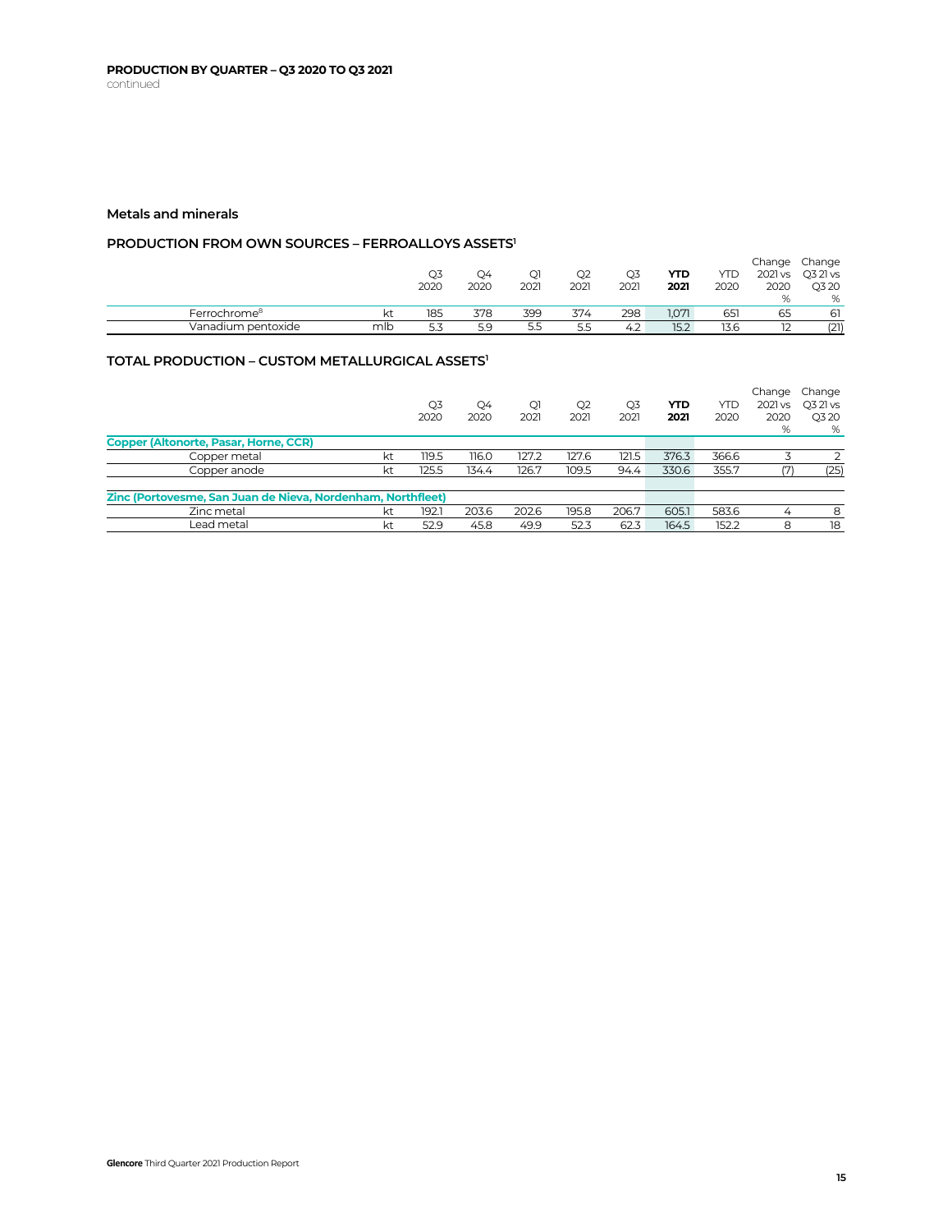## PRODUCTION BY QUARTER – Q3 2020 TO Q3 2021

continued

### Metals and minerals

#### PRODUCTION FROM OWN SOURCES – FERROALLOYS ASSETS[1]

| | | Q3 2020 | Q4 2020 | Q1 2021 | Q2 2021 | Q3 2021 | **YTD 2021** | YTD 2020 | Change 2021 vs 2020 % | Change Q3 21 vs Q3 20 % |
|---|---|---|---|---|---|---|---|---|---|---|
| Ferrochrome[8] | kt | 185 | 378 | 399 | 374 | 298 | 1,071 | 651 | 65 | 61 |
| Vanadium pentoxide | mlb | 5.3 | 5.9 | 5.5 | 5.5 | 4.2 | 15.2 | 13.6 | 12 | (21) |

#### TOTAL PRODUCTION – CUSTOM METALLURGICAL ASSETS[1]

| | | Q3 2020 | Q4 2020 | Q1 2021 | Q2 2021 | Q3 2021 | **YTD 2021** | YTD 2020 | Change 2021 vs 2020 % | Change Q3 21 vs Q3 20 % |
|---|---|---|---|---|---|---|---|---|---|---|
| **Copper (Altonorte, Pasar, Horne, CCR)** | | | | | | | | | | |
| Copper metal | kt | 119.5 | 116.0 | 127.2 | 127.6 | 121.5 | 376.3 | 366.6 | 3 | 2 |
| Copper anode | kt | 125.5 | 134.4 | 126.7 | 109.5 | 94.4 | 330.6 | 355.7 | (7) | (25) |
| **Zinc (Portovesme, San Juan de Nieva, Nordenham, Northfleet)** | | | | | | | | | | |
| Zinc metal | kt | 192.1 | 203.6 | 202.6 | 195.8 | 206.7 | 605.1 | 583.6 | 4 | 8 |
| Lead metal | kt | 52.9 | 45.8 | 49.9 | 52.3 | 62.3 | 164.5 | 152.2 | 8 | 18 |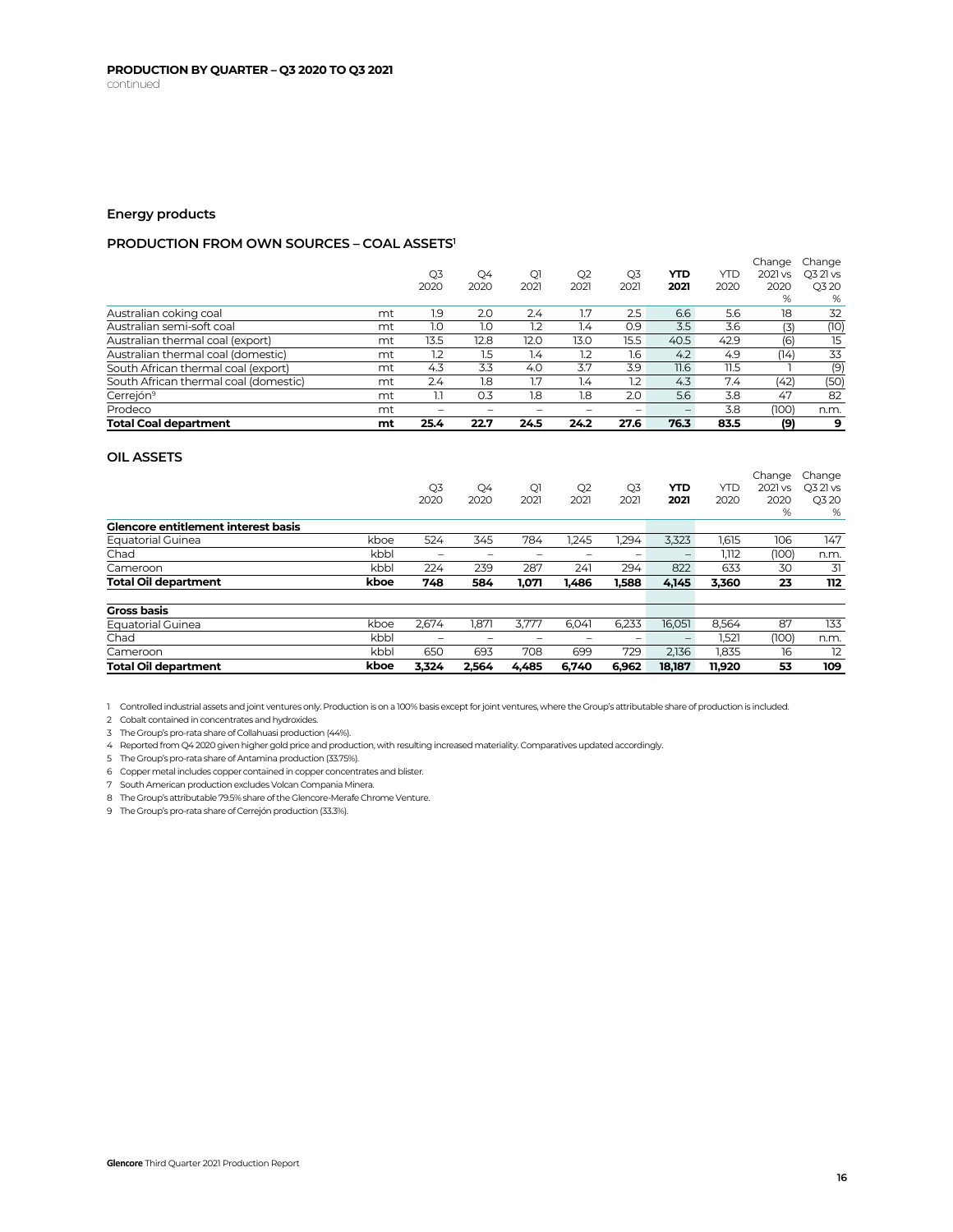## PRODUCTION BY QUARTER – Q3 2020 TO Q3 2021

continued

### Energy products

#### PRODUCTION FROM OWN SOURCES – COAL ASSETS[1]

| | | Q3 2020 | Q4 2020 | Q1 2021 | Q2 2021 | Q3 2021 | YTD 2021 | YTD 2020 | Change 2021 vs 2020 % | Change Q3 21 vs Q3 20 % |
|---|---|---|---|---|---|---|---|---|---|---|
| Australian coking coal | mt | 1.9 | 2.0 | 2.4 | 1.7 | 2.5 | 6.6 | 5.6 | 18 | 32 |
| Australian semi-soft coal | mt | 1.0 | 1.0 | 1.2 | 1.4 | 0.9 | 3.5 | 3.6 | (3) | (10) |
| Australian thermal coal (export) | mt | 13.5 | 12.8 | 12.0 | 13.0 | 15.5 | 40.5 | 42.9 | (6) | 15 |
| Australian thermal coal (domestic) | mt | 1.2 | 1.5 | 1.4 | 1.2 | 1.6 | 4.2 | 4.9 | (14) | 33 |
| South African thermal coal (export) | mt | 4.3 | 3.3 | 4.0 | 3.7 | 3.9 | 11.6 | 11.5 | 1 | (9) |
| South African thermal coal (domestic) | mt | 2.4 | 1.8 | 1.7 | 1.4 | 1.2 | 4.3 | 7.4 | (42) | (50) |
| Cerrejón[9] | mt | 1.1 | 0.3 | 1.8 | 1.8 | 2.0 | 5.6 | 3.8 | 47 | 82 |
| Prodeco | mt | – | – | – | – | – | – | 3.8 | (100) | n.m. |
| **Total Coal department** | **mt** | **25.4** | **22.7** | **24.5** | **24.2** | **27.6** | **76.3** | **83.5** | **(9)** | **9** |

#### OIL ASSETS

| | | Q3 2020 | Q4 2020 | Q1 2021 | Q2 2021 | Q3 2021 | YTD 2021 | YTD 2020 | Change 2021 vs 2020 % | Change Q3 21 vs Q3 20 % |
|---|---|---|---|---|---|---|---|---|---|---|
| **Glencore entitlement interest basis** | | | | | | | | | | |
| Equatorial Guinea | kboe | 524 | 345 | 784 | 1,245 | 1,294 | 3,323 | 1,615 | 106 | 147 |
| Chad | kbbl | – | – | – | – | – | – | 1,112 | (100) | n.m. |
| Cameroon | kbbl | 224 | 239 | 287 | 241 | 294 | 822 | 633 | 30 | 31 |
| **Total Oil department** | **kboe** | **748** | **584** | **1,071** | **1,486** | **1,588** | **4,145** | **3,360** | **23** | **112** |
| **Gross basis** | | | | | | | | | | |
| Equatorial Guinea | kboe | 2,674 | 1,871 | 3,777 | 6,041 | 6,233 | 16,051 | 8,564 | 87 | 133 |
| Chad | kbbl | – | – | – | – | – | – | 1,521 | (100) | n.m. |
| Cameroon | kbbl | 650 | 693 | 708 | 699 | 729 | 2,136 | 1,835 | 16 | 12 |
| **Total Oil department** | **kboe** | **3,324** | **2,564** | **4,485** | **6,740** | **6,962** | **18,187** | **11,920** | **53** | **109** |

1 Controlled industrial assets and joint ventures only. Production is on a 100% basis except for joint ventures, where the Group's attributable share of production is included.

2 Cobalt contained in concentrates and hydroxides.

3 The Group's pro-rata share of Collahuasi production (44%).

4 Reported from Q4 2020 given higher gold price and production, with resulting increased materiality. Comparatives updated accordingly.

5 The Group's pro-rata share of Antamina production (33.75%).

6 Copper metal includes copper contained in copper concentrates and blister.

7 South American production excludes Volcan Compania Minera.

8 The Group's attributable 79.5% share of the Glencore-Merafe Chrome Venture.

9 The Group's pro-rata share of Cerrejón production (33.3%).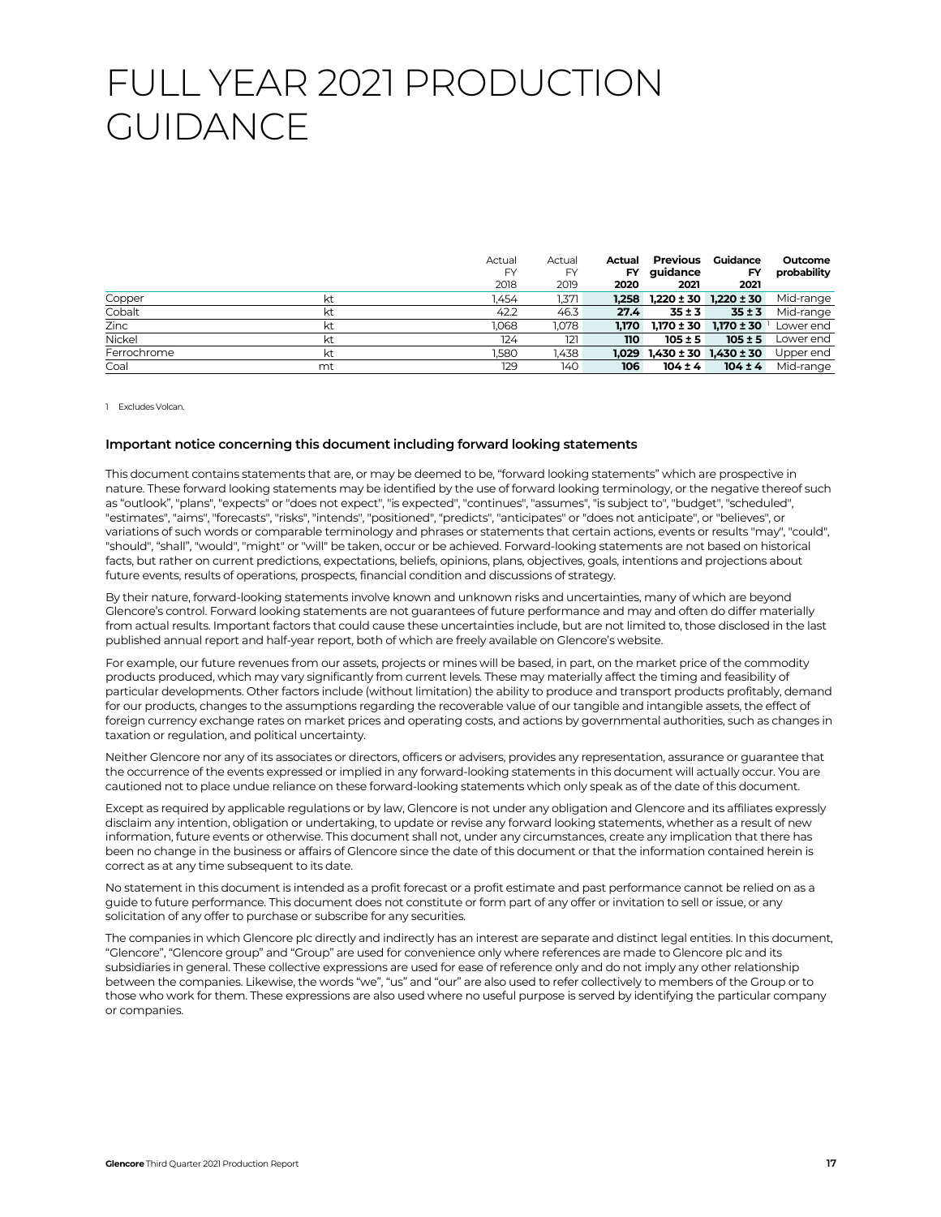# FULL YEAR 2021 PRODUCTION GUIDANCE

| | | Actual FY 2018 | Actual FY 2019 | **Actual FY 2020** | **Previous guidance 2021** | **Guidance FY 2021** | **Outcome probability** |
|---|---|---|---|---|---|---|---|
| Copper | kt | 1,454 | 1,371 | **1,258** | **1,220 ± 30** | **1,220 ± 30** | Mid-range |
| Cobalt | kt | 42.2 | 46.3 | **27.4** | **35 ± 3** | **35 ± 3** | Mid-range |
| Zinc | kt | 1,068 | 1,078 | **1,170** | **1,170 ± 30** | **1,170 ± 30** [1] | Lower end |
| Nickel | kt | 124 | 121 | **110** | **105 ± 5** | **105 ± 5** | Lower end |
| Ferrochrome | kt | 1,580 | 1,438 | **1,029** | **1,430 ± 30** | **1,430 ± 30** | Upper end |
| Coal | mt | 129 | 140 | **106** | **104 ± 4** | **104 ± 4** | Mid-range |

1 Excludes Volcan.

### Important notice concerning this document including forward looking statements

This document contains statements that are, or may be deemed to be, "forward looking statements" which are prospective in nature. These forward looking statements may be identified by the use of forward looking terminology, or the negative thereof such as "outlook", "plans", "expects" or "does not expect", "is expected", "continues", "assumes", "is subject to", "budget", "scheduled", "estimates", "aims", "forecasts", "risks", "intends", "positioned", "predicts", "anticipates" or "does not anticipate", or "believes", or variations of such words or comparable terminology and phrases or statements that certain actions, events or results "may", "could", "should", "shall", "would", "might" or "will" be taken, occur or be achieved. Forward-looking statements are not based on historical facts, but rather on current predictions, expectations, beliefs, opinions, plans, objectives, goals, intentions and projections about future events, results of operations, prospects, financial condition and discussions of strategy.

By their nature, forward-looking statements involve known and unknown risks and uncertainties, many of which are beyond Glencore's control. Forward looking statements are not guarantees of future performance and may and often do differ materially from actual results. Important factors that could cause these uncertainties include, but are not limited to, those disclosed in the last published annual report and half-year report, both of which are freely available on Glencore's website.

For example, our future revenues from our assets, projects or mines will be based, in part, on the market price of the commodity products produced, which may vary significantly from current levels. These may materially affect the timing and feasibility of particular developments. Other factors include (without limitation) the ability to produce and transport products profitably, demand for our products, changes to the assumptions regarding the recoverable value of our tangible and intangible assets, the effect of foreign currency exchange rates on market prices and operating costs, and actions by governmental authorities, such as changes in taxation or regulation, and political uncertainty.

Neither Glencore nor any of its associates or directors, officers or advisers, provides any representation, assurance or guarantee that the occurrence of the events expressed or implied in any forward-looking statements in this document will actually occur. You are cautioned not to place undue reliance on these forward-looking statements which only speak as of the date of this document.

Except as required by applicable regulations or by law, Glencore is not under any obligation and Glencore and its affiliates expressly disclaim any intention, obligation or undertaking, to update or revise any forward looking statements, whether as a result of new information, future events or otherwise. This document shall not, under any circumstances, create any implication that there has been no change in the business or affairs of Glencore since the date of this document or that the information contained herein is correct as at any time subsequent to its date.

No statement in this document is intended as a profit forecast or a profit estimate and past performance cannot be relied on as a guide to future performance. This document does not constitute or form part of any offer or invitation to sell or issue, or any solicitation of any offer to purchase or subscribe for any securities.

The companies in which Glencore plc directly and indirectly has an interest are separate and distinct legal entities. In this document, "Glencore", "Glencore group" and "Group" are used for convenience only where references are made to Glencore plc and its subsidiaries in general. These collective expressions are used for ease of reference only and do not imply any other relationship between the companies. Likewise, the words "we", "us" and "our" are also used to refer collectively to members of the Group or to those who work for them. These expressions are also used where no useful purpose is served by identifying the particular company or companies.